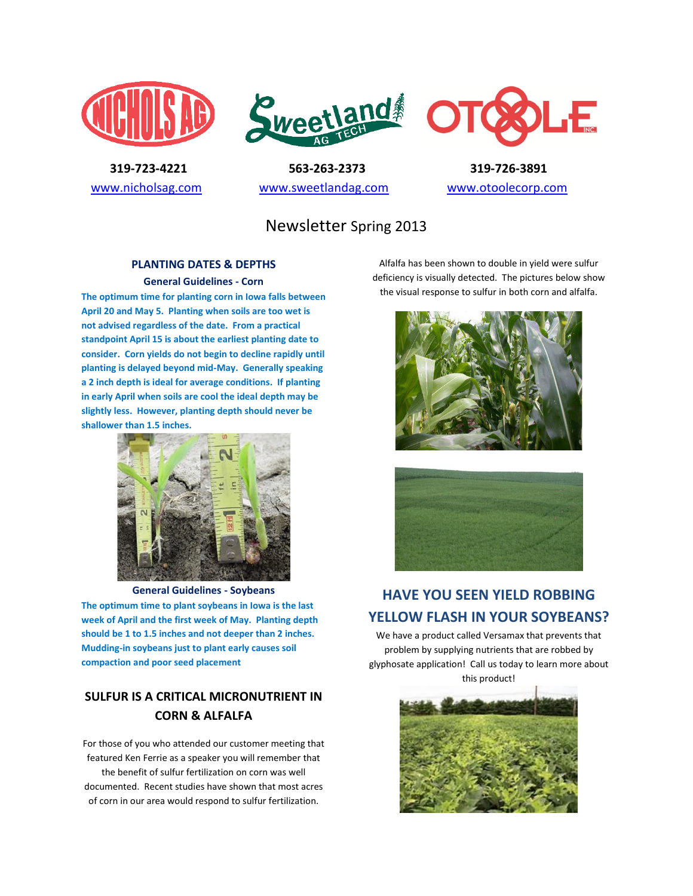**NICHOLS AG** — 319-723-4221 — www.nicholsag.com

**Sweetland AG TECH** — 563-263-2373 — www.sweetlandag.com

**OTOOLE INC** — 319-726-3891 — www.otoolecorp.com

# Newsletter Spring 2013

## PLANTING DATES & DEPTHS

### General Guidelines - Corn

**The optimum time for planting corn in Iowa falls between April 20 and May 5. Planting when soils are too wet is not advised regardless of the date. From a practical standpoint April 15 is about the earliest planting date to consider. Corn yields do not begin to decline rapidly until planting is delayed beyond mid-May. Generally speaking a 2 inch depth is ideal for average conditions. If planting in early April when soils are cool the ideal depth may be slightly less. However, planting depth should never be shallower than 1.5 inches.**

### General Guidelines - Soybeans

**The optimum time to plant soybeans in Iowa is the last week of April and the first week of May. Planting depth should be 1 to 1.5 inches and not deeper than 2 inches. Mudding-in soybeans just to plant early causes soil compaction and poor seed placement**

## SULFUR IS A CRITICAL MICRONUTRIENT IN CORN & ALFALFA

For those of you who attended our customer meeting that featured Ken Ferrie as a speaker you will remember that the benefit of sulfur fertilization on corn was well documented. Recent studies have shown that most acres of corn in our area would respond to sulfur fertilization.

Alfalfa has been shown to double in yield were sulfur deficiency is visually detected. The pictures below show the visual response to sulfur in both corn and alfalfa.

## HAVE YOU SEEN YIELD ROBBING YELLOW FLASH IN YOUR SOYBEANS?

We have a product called Versamax that prevents that problem by supplying nutrients that are robbed by glyphosate application! Call us today to learn more about this product!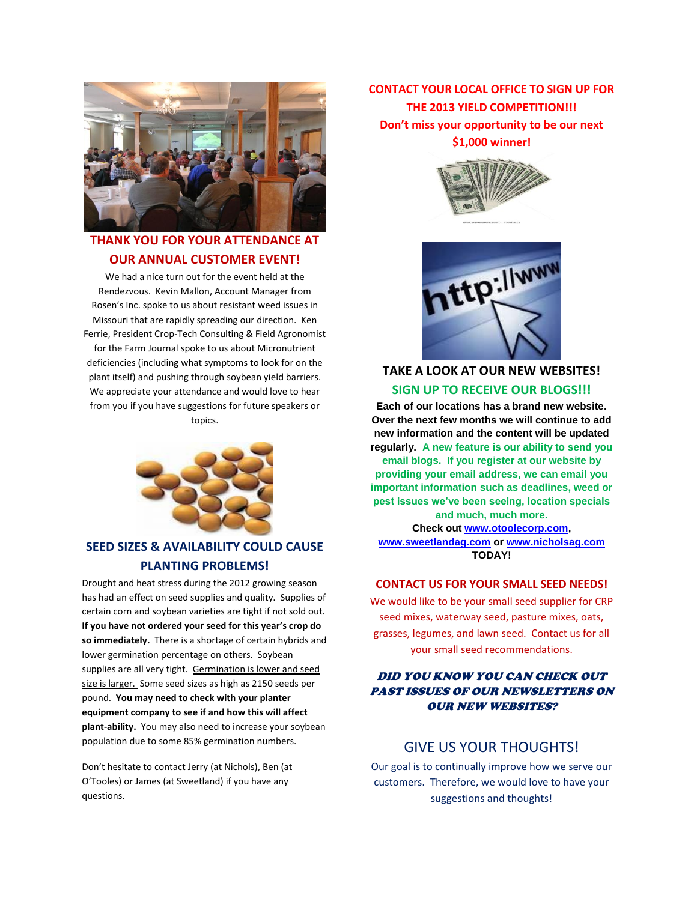## THANK YOU FOR YOUR ATTENDANCE AT OUR ANNUAL CUSTOMER EVENT!

We had a nice turn out for the event held at the Rendezvous. Kevin Mallon, Account Manager from Rosen's Inc. spoke to us about resistant weed issues in Missouri that are rapidly spreading our direction. Ken Ferrie, President Crop-Tech Consulting & Field Agronomist for the Farm Journal spoke to us about Micronutrient deficiencies (including what symptoms to look for on the plant itself) and pushing through soybean yield barriers. We appreciate your attendance and would love to hear from you if you have suggestions for future speakers or topics.

## SEED SIZES & AVAILABILITY COULD CAUSE PLANTING PROBLEMS!

Drought and heat stress during the 2012 growing season has had an effect on seed supplies and quality. Supplies of certain corn and soybean varieties are tight if not sold out. **If you have not ordered your seed for this year's crop do so immediately.** There is a shortage of certain hybrids and lower germination percentage on others. Soybean supplies are all very tight. Germination is lower and seed size is larger. Some seed sizes as high as 2150 seeds per pound. **You may need to check with your planter equipment company to see if and how this will affect plant-ability.** You may also need to increase your soybean population due to some 85% germination numbers.

Don't hesitate to contact Jerry (at Nichols), Ben (at O'Tooles) or James (at Sweetland) if you have any questions.

## CONTACT YOUR LOCAL OFFICE TO SIGN UP FOR THE 2013 YIELD COMPETITION!!!

**Don't miss your opportunity to be our next $1,000 winner!**

## TAKE A LOOK AT OUR NEW WEBSITES!

### SIGN UP TO RECEIVE OUR BLOGS!!!

**Each of our locations has a brand new website. Over the next few months we will continue to add new information and the content will be updated regularly. A new feature is our ability to send you email blogs. If you register at our website by providing your email address, we can email you important information such as deadlines, weed or pest issues we've been seeing, location specials and much, much more.**

**Check out www.otoolecorp.com, www.sweetlandag.com or www.nicholsag.com TODAY!**

## CONTACT US FOR YOUR SMALL SEED NEEDS!

We would like to be your small seed supplier for CRP seed mixes, waterway seed, pasture mixes, oats, grasses, legumes, and lawn seed. Contact us for all your small seed recommendations.

***DID YOU KNOW YOU CAN CHECK OUT PAST ISSUES OF OUR NEWSLETTERS ON OUR NEW WEBSITES?***

## GIVE US YOUR THOUGHTS!

Our goal is to continually improve how we serve our customers. Therefore, we would love to have your suggestions and thoughts!